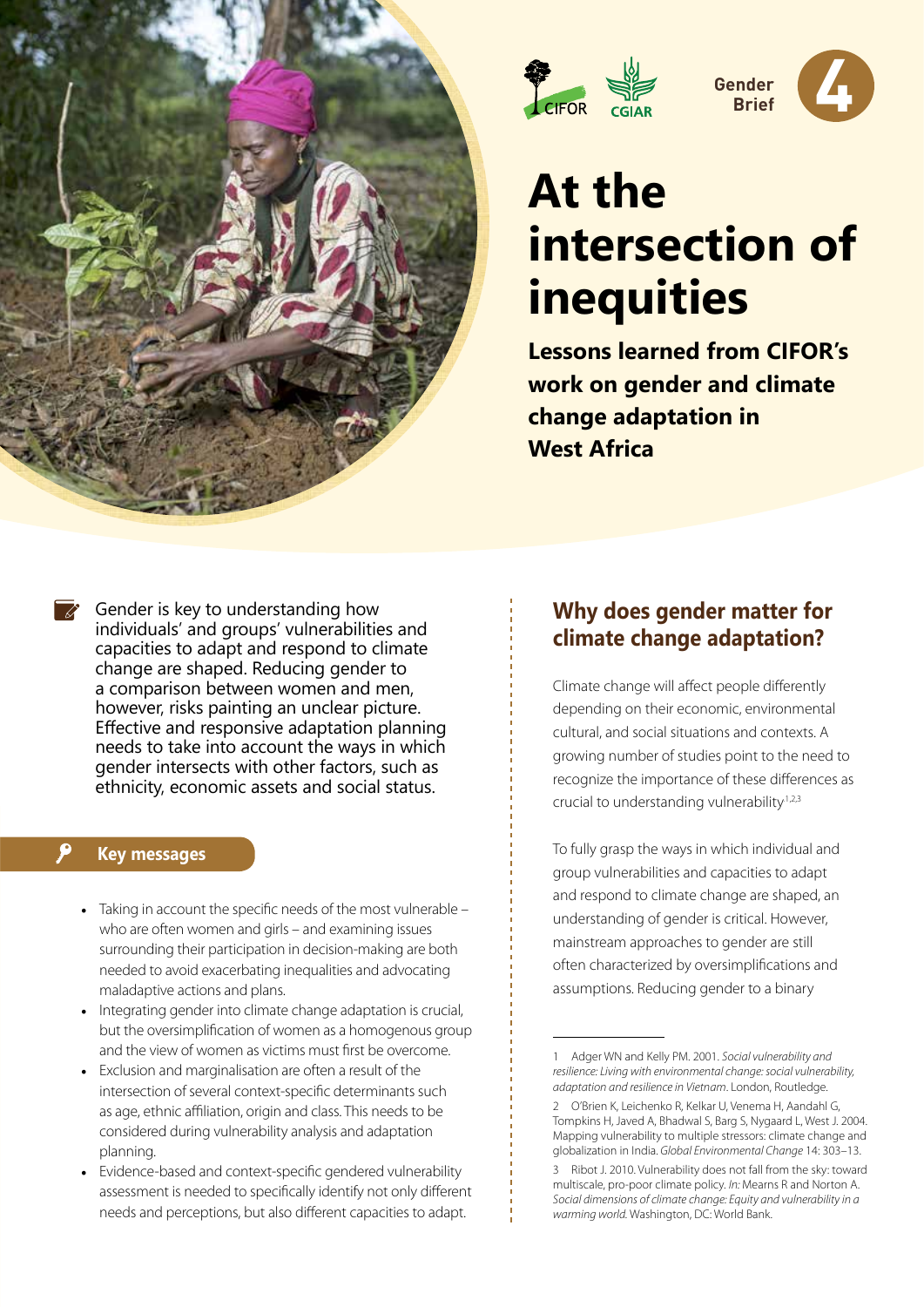CIFOR CGIAR

Gender Brief 4

# At the intersection of inequities

## Lessons learned from CIFOR's work on gender and climate change adaptation in West Africa

Gender is key to understanding how individuals' and groups' vulnerabilities and capacities to adapt and respond to climate change are shaped. Reducing gender to a comparison between women and men, however, risks painting an unclear picture. Effective and responsive adaptation planning needs to take into account the ways in which gender intersects with other factors, such as ethnicity, economic assets and social status.

### Key messages

- Taking in account the specific needs of the most vulnerable – who are often women and girls – and examining issues surrounding their participation in decision-making are both needed to avoid exacerbating inequalities and advocating maladaptive actions and plans.
- Integrating gender into climate change adaptation is crucial, but the oversimplification of women as a homogenous group and the view of women as victims must first be overcome.
- Exclusion and marginalisation are often a result of the intersection of several context-specific determinants such as age, ethnic affiliation, origin and class. This needs to be considered during vulnerability analysis and adaptation planning.
- Evidence-based and context-specific gendered vulnerability assessment is needed to specifically identify not only different needs and perceptions, but also different capacities to adapt.

## Why does gender matter for climate change adaptation?

Climate change will affect people differently depending on their economic, environmental cultural, and social situations and contexts. A growing number of studies point to the need to recognize the importance of these differences as crucial to understanding vulnerability[1,2,3]

To fully grasp the ways in which individual and group vulnerabilities and capacities to adapt and respond to climate change are shaped, an understanding of gender is critical. However, mainstream approaches to gender are still often characterized by oversimplifications and assumptions. Reducing gender to a binary

---

1 Adger WN and Kelly PM. 2001. *Social vulnerability and resilience: Living with environmental change: social vulnerability, adaptation and resilience in Vietnam*. London, Routledge.

2 O'Brien K, Leichenko R, Kelkar U, Venema H, Aandahl G, Tompkins H, Javed A, Bhadwal S, Barg S, Nygaard L, West J. 2004. Mapping vulnerability to multiple stressors: climate change and globalization in India. *Global Environmental Change* 14: 303–13.

3 Ribot J. 2010. Vulnerability does not fall from the sky: toward multiscale, pro-poor climate policy. *In:* Mearns R and Norton A. *Social dimensions of climate change: Equity and vulnerability in a warming world.* Washington, DC: World Bank.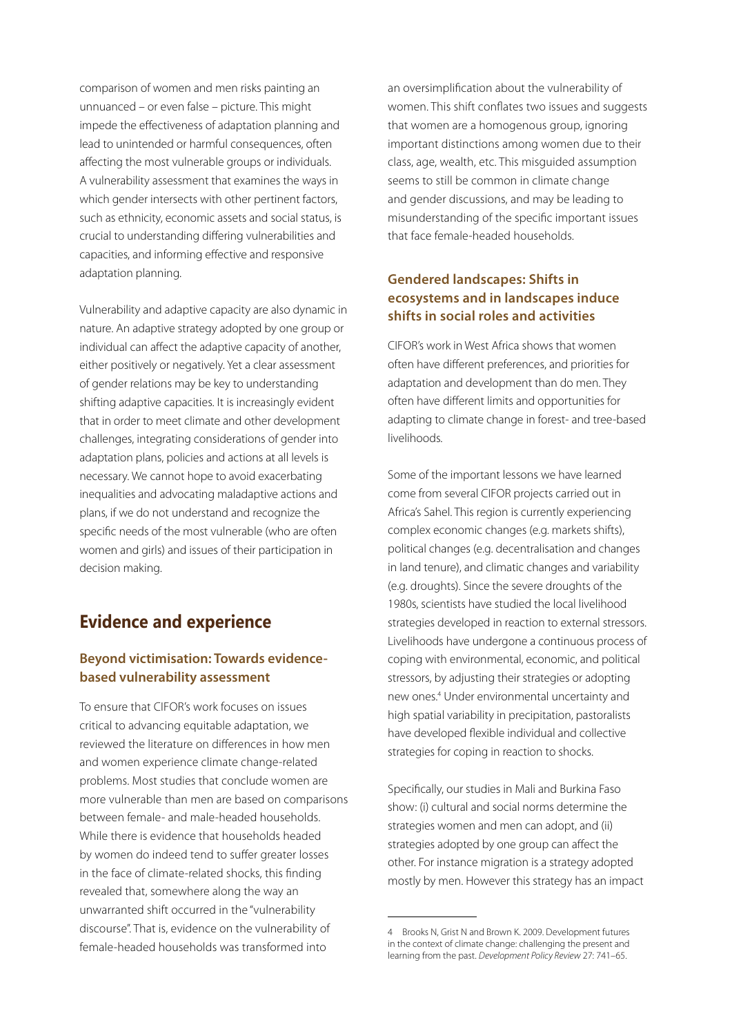comparison of women and men risks painting an unnuanced – or even false – picture. This might impede the effectiveness of adaptation planning and lead to unintended or harmful consequences, often affecting the most vulnerable groups or individuals. A vulnerability assessment that examines the ways in which gender intersects with other pertinent factors, such as ethnicity, economic assets and social status, is crucial to understanding differing vulnerabilities and capacities, and informing effective and responsive adaptation planning.

Vulnerability and adaptive capacity are also dynamic in nature. An adaptive strategy adopted by one group or individual can affect the adaptive capacity of another, either positively or negatively. Yet a clear assessment of gender relations may be key to understanding shifting adaptive capacities. It is increasingly evident that in order to meet climate and other development challenges, integrating considerations of gender into adaptation plans, policies and actions at all levels is necessary. We cannot hope to avoid exacerbating inequalities and advocating maladaptive actions and plans, if we do not understand and recognize the specific needs of the most vulnerable (who are often women and girls) and issues of their participation in decision making.

## Evidence and experience

### Beyond victimisation: Towards evidence-based vulnerability assessment

To ensure that CIFOR's work focuses on issues critical to advancing equitable adaptation, we reviewed the literature on differences in how men and women experience climate change-related problems. Most studies that conclude women are more vulnerable than men are based on comparisons between female- and male-headed households. While there is evidence that households headed by women do indeed tend to suffer greater losses in the face of climate-related shocks, this finding revealed that, somewhere along the way an unwarranted shift occurred in the "vulnerability discourse". That is, evidence on the vulnerability of female-headed households was transformed into an oversimplification about the vulnerability of women. This shift conflates two issues and suggests that women are a homogenous group, ignoring important distinctions among women due to their class, age, wealth, etc. This misguided assumption seems to still be common in climate change and gender discussions, and may be leading to misunderstanding of the specific important issues that face female-headed households.

### Gendered landscapes: Shifts in ecosystems and in landscapes induce shifts in social roles and activities

CIFOR's work in West Africa shows that women often have different preferences, and priorities for adaptation and development than do men. They often have different limits and opportunities for adapting to climate change in forest- and tree-based livelihoods.

Some of the important lessons we have learned come from several CIFOR projects carried out in Africa's Sahel. This region is currently experiencing complex economic changes (e.g. markets shifts), political changes (e.g. decentralisation and changes in land tenure), and climatic changes and variability (e.g. droughts). Since the severe droughts of the 1980s, scientists have studied the local livelihood strategies developed in reaction to external stressors. Livelihoods have undergone a continuous process of coping with environmental, economic, and political stressors, by adjusting their strategies or adopting new ones.[4] Under environmental uncertainty and high spatial variability in precipitation, pastoralists have developed flexible individual and collective strategies for coping in reaction to shocks.

Specifically, our studies in Mali and Burkina Faso show: (i) cultural and social norms determine the strategies women and men can adopt, and (ii) strategies adopted by one group can affect the other. For instance migration is a strategy adopted mostly by men. However this strategy has an impact

---

4 Brooks N, Grist N and Brown K. 2009. Development futures in the context of climate change: challenging the present and learning from the past. *Development Policy Review* 27: 741–65.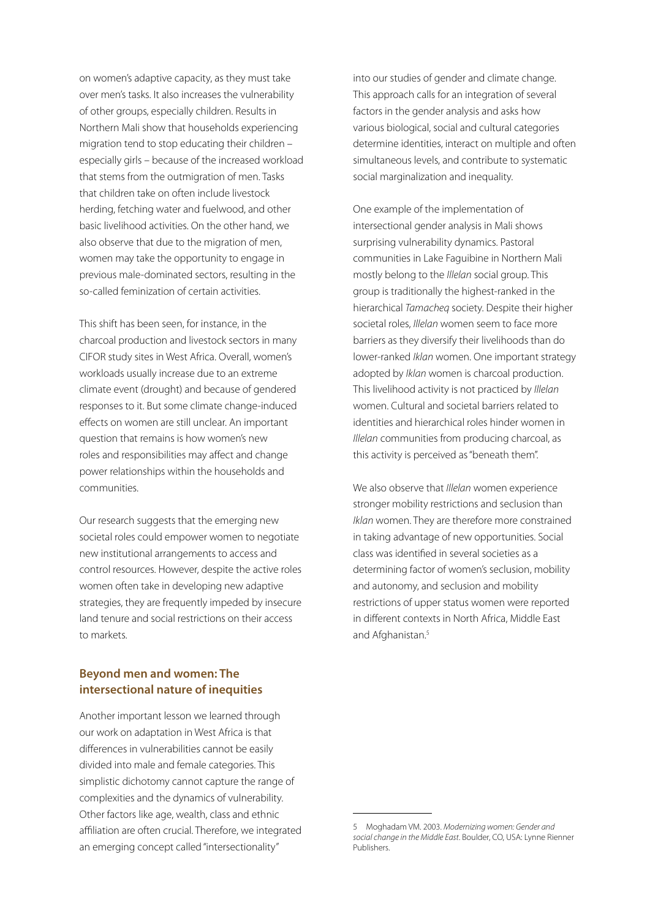on women's adaptive capacity, as they must take over men's tasks. It also increases the vulnerability of other groups, especially children. Results in Northern Mali show that households experiencing migration tend to stop educating their children – especially girls – because of the increased workload that stems from the outmigration of men. Tasks that children take on often include livestock herding, fetching water and fuelwood, and other basic livelihood activities. On the other hand, we also observe that due to the migration of men, women may take the opportunity to engage in previous male-dominated sectors, resulting in the so-called feminization of certain activities.

This shift has been seen, for instance, in the charcoal production and livestock sectors in many CIFOR study sites in West Africa. Overall, women's workloads usually increase due to an extreme climate event (drought) and because of gendered responses to it. But some climate change-induced effects on women are still unclear. An important question that remains is how women's new roles and responsibilities may affect and change power relationships within the households and communities.

Our research suggests that the emerging new societal roles could empower women to negotiate new institutional arrangements to access and control resources. However, despite the active roles women often take in developing new adaptive strategies, they are frequently impeded by insecure land tenure and social restrictions on their access to markets.

## Beyond men and women: The intersectional nature of inequities

Another important lesson we learned through our work on adaptation in West Africa is that differences in vulnerabilities cannot be easily divided into male and female categories. This simplistic dichotomy cannot capture the range of complexities and the dynamics of vulnerability. Other factors like age, wealth, class and ethnic affiliation are often crucial. Therefore, we integrated an emerging concept called "intersectionality" into our studies of gender and climate change. This approach calls for an integration of several factors in the gender analysis and asks how various biological, social and cultural categories determine identities, interact on multiple and often simultaneous levels, and contribute to systematic social marginalization and inequality.

One example of the implementation of intersectional gender analysis in Mali shows surprising vulnerability dynamics. Pastoral communities in Lake Faguibine in Northern Mali mostly belong to the *Illelan* social group. This group is traditionally the highest-ranked in the hierarchical *Tamacheq* society. Despite their higher societal roles, *Illelan* women seem to face more barriers as they diversify their livelihoods than do lower-ranked *Iklan* women. One important strategy adopted by *Iklan* women is charcoal production. This livelihood activity is not practiced by *Illelan* women. Cultural and societal barriers related to identities and hierarchical roles hinder women in *Illelan* communities from producing charcoal, as this activity is perceived as "beneath them".

We also observe that *Illelan* women experience stronger mobility restrictions and seclusion than *Iklan* women. They are therefore more constrained in taking advantage of new opportunities. Social class was identified in several societies as a determining factor of women's seclusion, mobility and autonomy, and seclusion and mobility restrictions of upper status women were reported in different contexts in North Africa, Middle East and Afghanistan.[5]

---

5 Moghadam VM. 2003. *Modernizing women: Gender and social change in the Middle East*. Boulder, CO, USA: Lynne Rienner Publishers.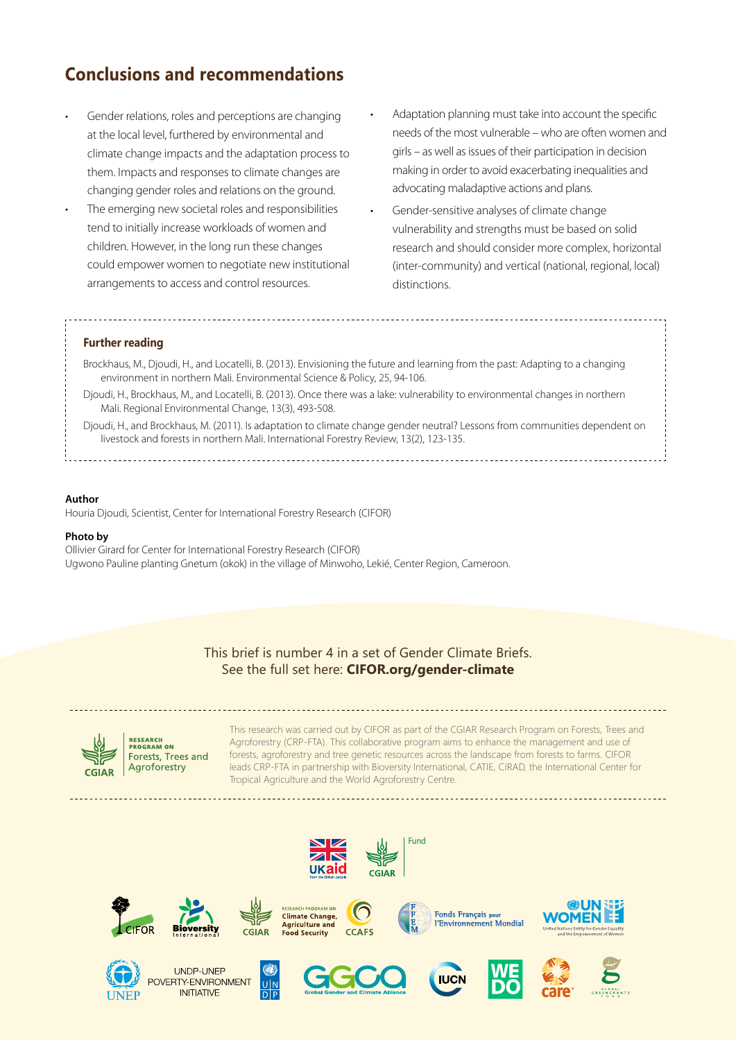## Conclusions and recommendations

- Gender relations, roles and perceptions are changing at the local level, furthered by environmental and climate change impacts and the adaptation process to them. Impacts and responses to climate changes are changing gender roles and relations on the ground.
- The emerging new societal roles and responsibilities tend to initially increase workloads of women and children. However, in the long run these changes could empower women to negotiate new institutional arrangements to access and control resources.
- Adaptation planning must take into account the specific needs of the most vulnerable – who are often women and girls – as well as issues of their participation in decision making in order to avoid exacerbating inequalities and advocating maladaptive actions and plans.
- Gender-sensitive analyses of climate change vulnerability and strengths must be based on solid research and should consider more complex, horizontal (inter-community) and vertical (national, regional, local) distinctions.

### Further reading

Brockhaus, M., Djoudi, H., and Locatelli, B. (2013). Envisioning the future and learning from the past: Adapting to a changing environment in northern Mali. Environmental Science & Policy, 25, 94-106.

Djoudi, H., Brockhaus, M., and Locatelli, B. (2013). Once there was a lake: vulnerability to environmental changes in northern Mali. Regional Environmental Change, 13(3), 493-508.

Djoudi, H., and Brockhaus, M. (2011). Is adaptation to climate change gender neutral? Lessons from communities dependent on livestock and forests in northern Mali. International Forestry Review, 13(2), 123-135.

**Author**
Houria Djoudi, Scientist, Center for International Forestry Research (CIFOR)

**Photo by**
Ollivier Girard for Center for International Forestry Research (CIFOR)
Ugwono Pauline planting Gnetum (okok) in the village of Minwoho, Lekié, Center Region, Cameroon.

This brief is number 4 in a set of Gender Climate Briefs.
See the full set here: **CIFOR.org/gender-climate**

RESEARCH PROGRAM ON Forests, Trees and Agroforestry

This research was carried out by CIFOR as part of the CGIAR Research Program on Forests, Trees and Agroforestry (CRP-FTA). This collaborative program aims to enhance the management and use of forests, agroforestry and tree genetic resources across the landscape from forests to farms. CIFOR leads CRP-FTA in partnership with Bioversity International, CATIE, CIRAD, the International Center for Tropical Agriculture and the World Agroforestry Centre.

UKaid · CGIAR Fund · CIFOR · Bioversity International · CGIAR · Research Program on Climate Change, Agriculture and Food Security (CCAFS) · Fonds Français pour l'Environnement Mondial · UN Women · UNEP · UNDP-UNEP Poverty-Environment Initiative · UNDP · GGCA Global Gender and Climate Alliance · IUCN · WEDO · care · Global Greengrants Fund